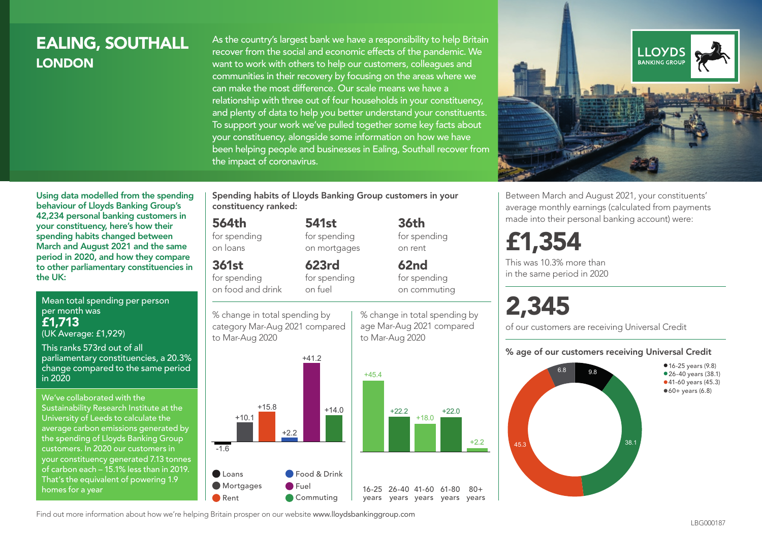# EALING, SOUTHALL
## LONDON

As the country's largest bank we have a responsibility to help Britain recover from the social and economic effects of the pandemic. We want to work with others to help our customers, colleagues and communities in their recovery by focusing on the areas where we can make the most difference. Our scale means we have a relationship with three out of four households in your constituency, and plenty of data to help you better understand your constituents. To support your work we've pulled together some key facts about your constituency, alongside some information on how we have been helping people and businesses in Ealing, Southall recover from the impact of coronavirus.

**Using data modelled from the spending behaviour of Lloyds Banking Group's 42,234 personal banking customers in your constituency, here's how their spending habits changed between March and August 2021 and the same period in 2020, and how they compare to other parliamentary constituencies in the UK:**

Mean total spending per person per month was
**£1,713**
(UK Average: £1,929)

This ranks 573rd out of all parliamentary constituencies, a 20.3% change compared to the same period in 2020

We've collaborated with the Sustainability Research Institute at the University of Leeds to calculate the average carbon emissions generated by the spending of Lloyds Banking Group customers. In 2020 our customers in your constituency generated 7.13 tonnes of carbon each – 15.1% less than in 2019. That's the equivalent of powering 1.9 homes for a year

### Spending habits of Lloyds Banking Group customers in your constituency ranked:

- **564th** for spending on loans
- **541st** for spending on mortgages
- **36th** for spending on rent
- **361st** for spending on food and drink
- **623rd** for spending on fuel
- **62nd** for spending on commuting

% change in total spending by category Mar-Aug 2021 compared to Mar-Aug 2020

| Category | % change |
|---|---|
| Loans | -1.6 |
| Mortgages | +10.1 |
| Rent | +15.8 |
| Food & Drink | +2.2 |
| Fuel | +41.2 |
| Commuting | +14.0 |

% change in total spending by age Mar-Aug 2021 compared to Mar-Aug 2020

| Age | % change |
|---|---|
| 16-25 years | +45.4 |
| 26-40 years | +22.2 |
| 41-60 years | +18.0 |
| 61-80 years | +22.0 |
| 80+ years | +2.2 |

Between March and August 2021, your constituents' average monthly earnings (calculated from payments made into their personal banking account) were:

**£1,354**

This was 10.3% more than in the same period in 2020

**2,345**

of our customers are receiving Universal Credit

### % age of our customers receiving Universal Credit

| Age | % |
|---|---|
| 16-25 years | 9.8 |
| 26-40 years | 38.1 |
| 41-60 years | 45.3 |
| 60+ years | 6.8 |

Find out more information about how we're helping Britain prosper on our website www.lloydsbankinggroup.com

LBG000187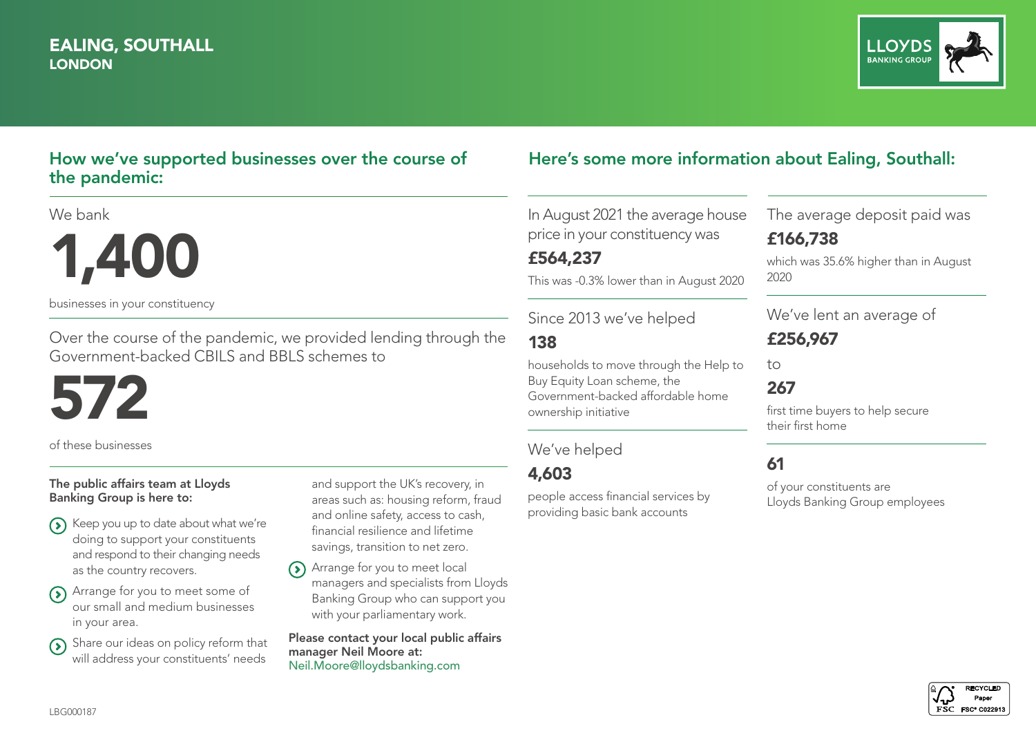# EALING, SOUTHALL
## LONDON

## How we've supported businesses over the course of the pandemic:

We bank

**1,400**

businesses in your constituency

Over the course of the pandemic, we provided lending through the Government-backed CBILS and BBLS schemes to

**572**

of these businesses

**The public affairs team at Lloyds Banking Group is here to:**

- Keep you up to date about what we're doing to support your constituents and respond to their changing needs as the country recovers.
- Arrange for you to meet some of our small and medium businesses in your area.
- Share our ideas on policy reform that will address your constituents' needs and support the UK's recovery, in areas such as: housing reform, fraud and online safety, access to cash, financial resilience and lifetime savings, transition to net zero.
- Arrange for you to meet local managers and specialists from Lloyds Banking Group who can support you with your parliamentary work.

**Please contact your local public affairs manager Neil Moore at:**
Neil.Moore@lloydsbanking.com

## Here's some more information about Ealing, Southall:

In August 2021 the average house price in your constituency was

**£564,237**

This was -0.3% lower than in August 2020

The average deposit paid was

**£166,738**

which was 35.6% higher than in August 2020

Since 2013 we've helped

**138**

households to move through the Help to Buy Equity Loan scheme, the Government-backed affordable home ownership initiative

We've lent an average of

**£256,967**

to

**267**

first time buyers to help secure their first home

We've helped

**4,603**

people access financial services by providing basic bank accounts

**61**

of your constituents are Lloyds Banking Group employees

LBG000187